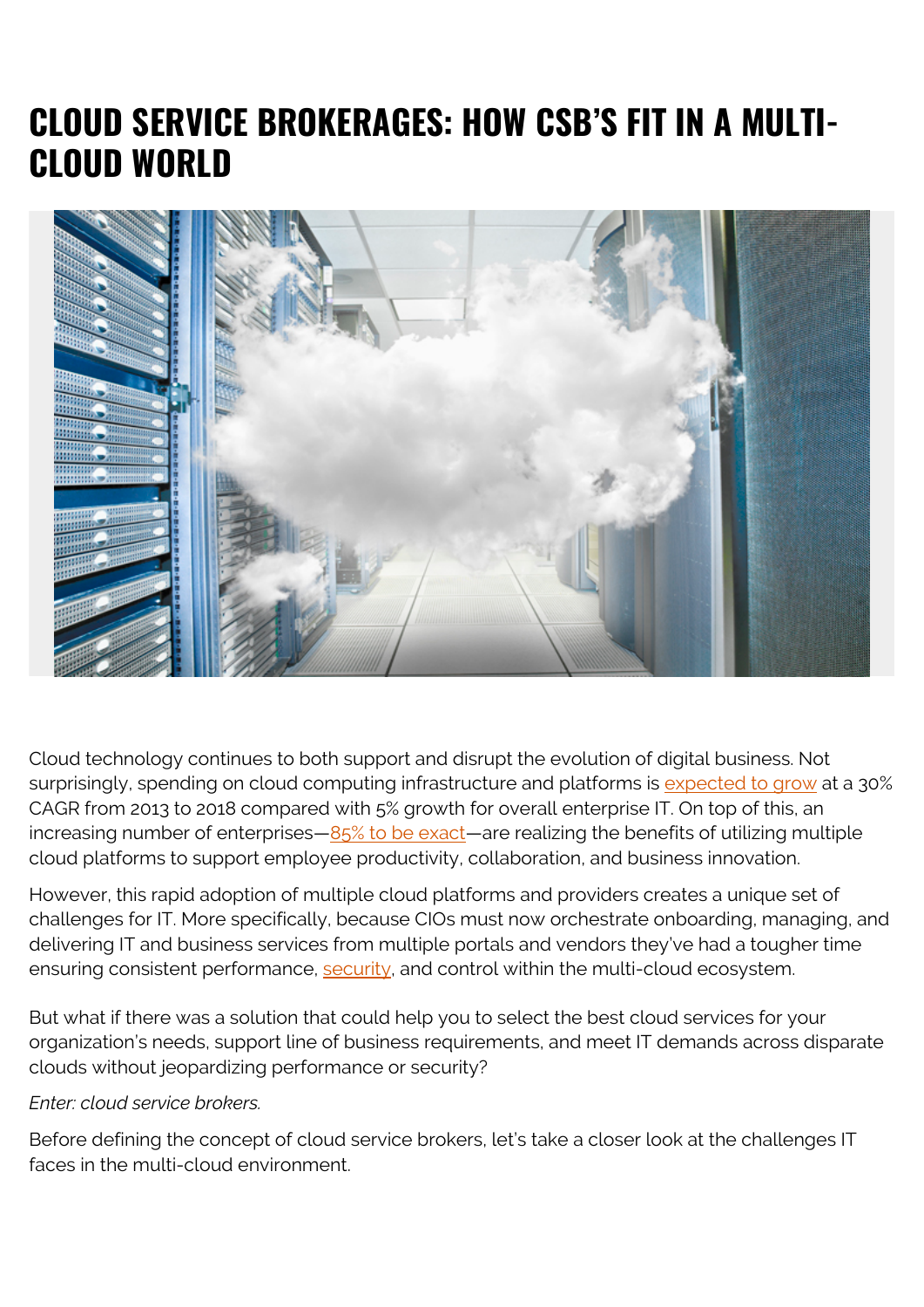# CLOUD SERVICE BROKERAGES: HOW CSB'S FIT IN A MULTI-CLOUD WORLD

Cloud technology continues to both support and disrupt the evolution of digital business. Not surprisingly, spending on cloud computing infrastructure and platforms is expected to grow at a 30% CAGR from 2013 to 2018 compared with 5% growth for overall enterprise IT. On top of this, an increasing number of enterprises—85% to be exact—are realizing the benefits of utilizing multiple cloud platforms to support employee productivity, collaboration, and business innovation.

However, this rapid adoption of multiple cloud platforms and providers creates a unique set of challenges for IT. More specifically, because CIOs must now orchestrate onboarding, managing, and delivering IT and business services from multiple portals and vendors they've had a tougher time ensuring consistent performance, security, and control within the multi-cloud ecosystem.

But what if there was a solution that could help you to select the best cloud services for your organization's needs, support line of business requirements, and meet IT demands across disparate clouds without jeopardizing performance or security?

*Enter: cloud service brokers.*

Before defining the concept of cloud service brokers, let's take a closer look at the challenges IT faces in the multi-cloud environment.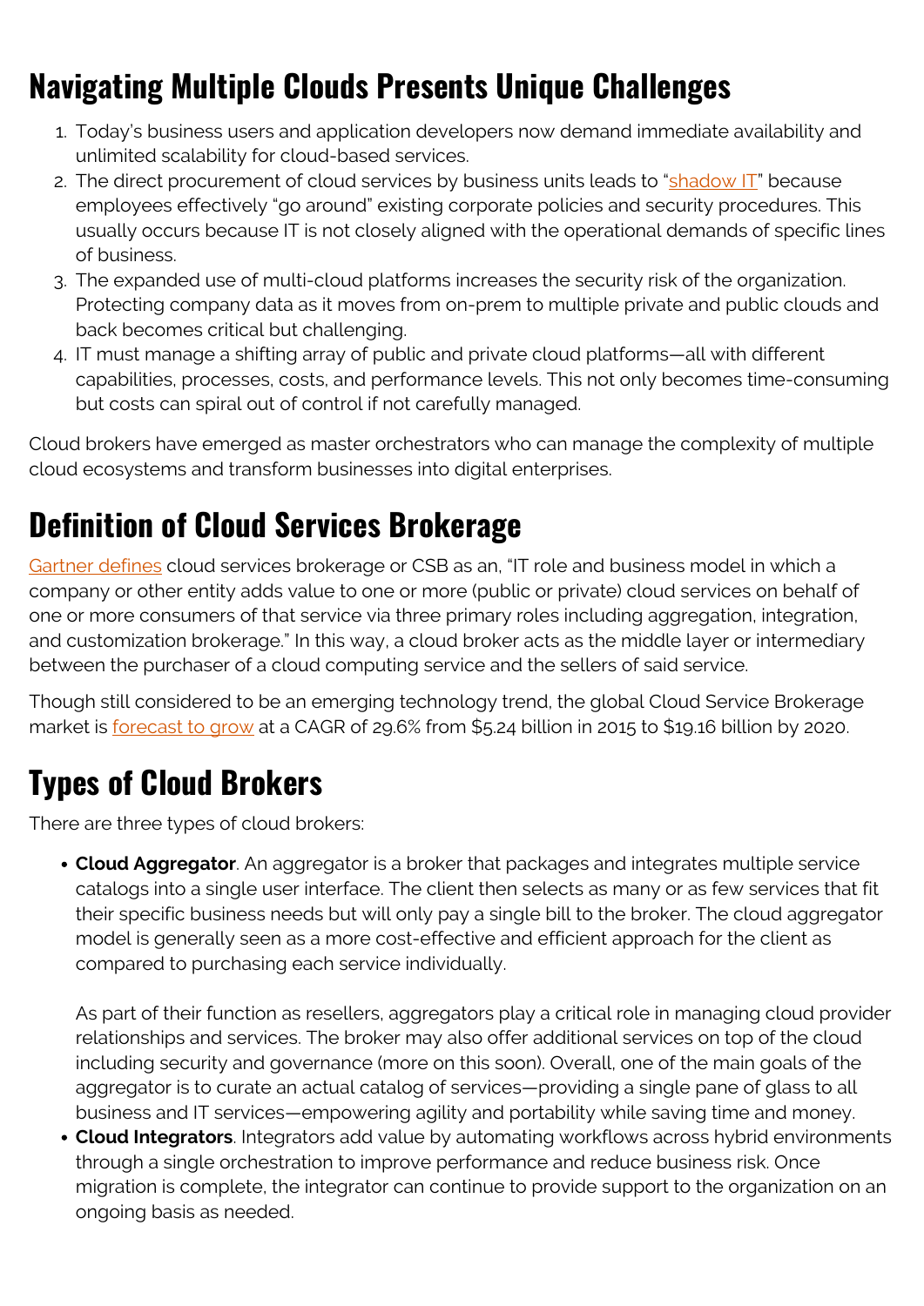## Navigating Multiple Clouds Presents Unique Challenges

1. Today's business users and application developers now demand immediate availability and unlimited scalability for cloud-based services.
2. The direct procurement of cloud services by business units leads to "shadow IT" because employees effectively "go around" existing corporate policies and security procedures. This usually occurs because IT is not closely aligned with the operational demands of specific lines of business.
3. The expanded use of multi-cloud platforms increases the security risk of the organization. Protecting company data as it moves from on-prem to multiple private and public clouds and back becomes critical but challenging.
4. IT must manage a shifting array of public and private cloud platforms—all with different capabilities, processes, costs, and performance levels. This not only becomes time-consuming but costs can spiral out of control if not carefully managed.

Cloud brokers have emerged as master orchestrators who can manage the complexity of multiple cloud ecosystems and transform businesses into digital enterprises.

## Definition of Cloud Services Brokerage

Gartner defines cloud services brokerage or CSB as an, "IT role and business model in which a company or other entity adds value to one or more (public or private) cloud services on behalf of one or more consumers of that service via three primary roles including aggregation, integration, and customization brokerage." In this way, a cloud broker acts as the middle layer or intermediary between the purchaser of a cloud computing service and the sellers of said service.

Though still considered to be an emerging technology trend, the global Cloud Service Brokerage market is forecast to grow at a CAGR of 29.6% from $5.24 billion in 2015 to $19.16 billion by 2020.

## Types of Cloud Brokers

There are three types of cloud brokers:

- **Cloud Aggregator**. An aggregator is a broker that packages and integrates multiple service catalogs into a single user interface. The client then selects as many or as few services that fit their specific business needs but will only pay a single bill to the broker. The cloud aggregator model is generally seen as a more cost-effective and efficient approach for the client as compared to purchasing each service individually.

  As part of their function as resellers, aggregators play a critical role in managing cloud provider relationships and services. The broker may also offer additional services on top of the cloud including security and governance (more on this soon). Overall, one of the main goals of the aggregator is to curate an actual catalog of services—providing a single pane of glass to all business and IT services—empowering agility and portability while saving time and money.
- **Cloud Integrators**. Integrators add value by automating workflows across hybrid environments through a single orchestration to improve performance and reduce business risk. Once migration is complete, the integrator can continue to provide support to the organization on an ongoing basis as needed.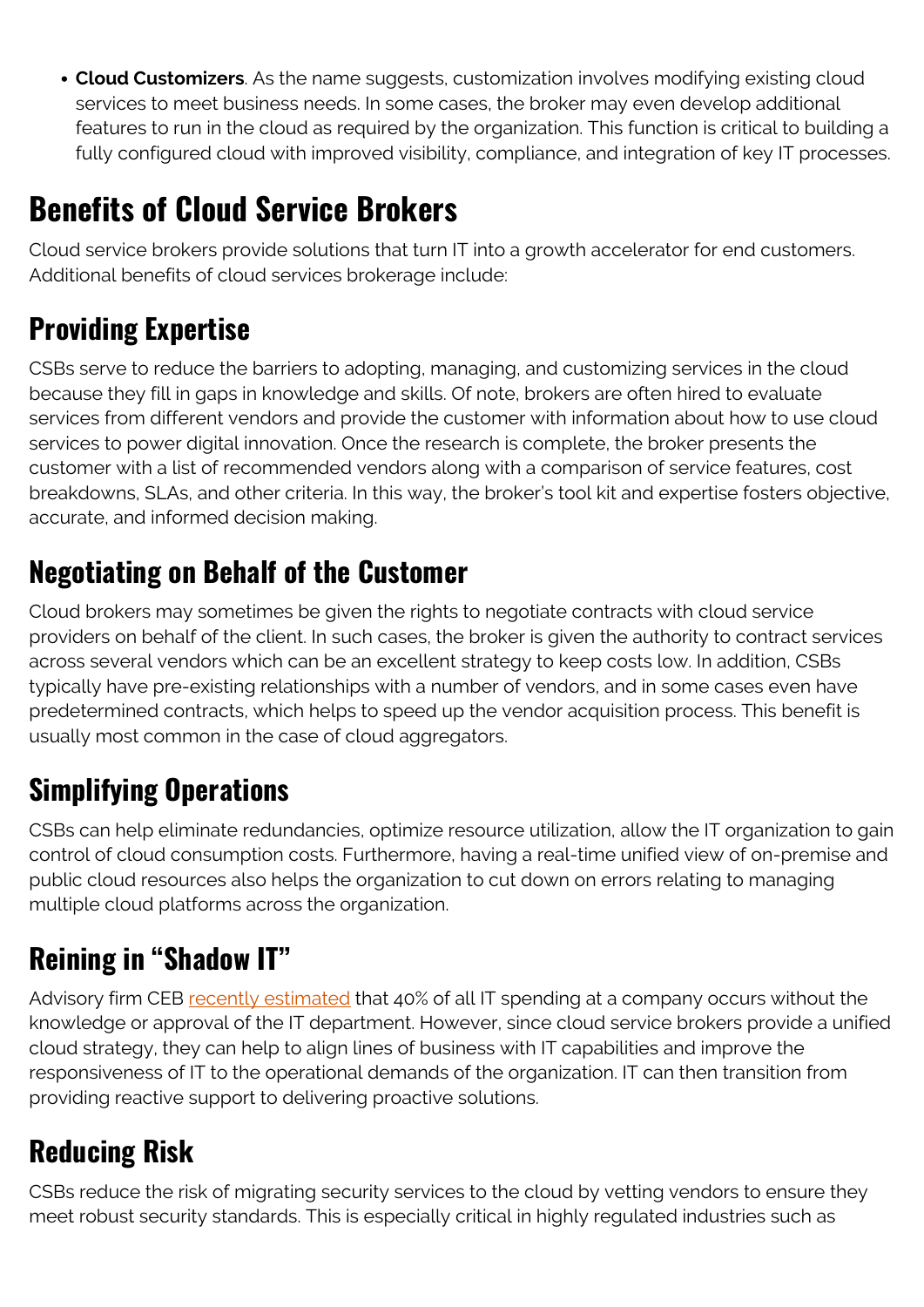- **Cloud Customizers**. As the name suggests, customization involves modifying existing cloud services to meet business needs. In some cases, the broker may even develop additional features to run in the cloud as required by the organization. This function is critical to building a fully configured cloud with improved visibility, compliance, and integration of key IT processes.

# Benefits of Cloud Service Brokers

Cloud service brokers provide solutions that turn IT into a growth accelerator for end customers. Additional benefits of cloud services brokerage include:

## Providing Expertise

CSBs serve to reduce the barriers to adopting, managing, and customizing services in the cloud because they fill in gaps in knowledge and skills. Of note, brokers are often hired to evaluate services from different vendors and provide the customer with information about how to use cloud services to power digital innovation. Once the research is complete, the broker presents the customer with a list of recommended vendors along with a comparison of service features, cost breakdowns, SLAs, and other criteria. In this way, the broker's tool kit and expertise fosters objective, accurate, and informed decision making.

## Negotiating on Behalf of the Customer

Cloud brokers may sometimes be given the rights to negotiate contracts with cloud service providers on behalf of the client. In such cases, the broker is given the authority to contract services across several vendors which can be an excellent strategy to keep costs low. In addition, CSBs typically have pre-existing relationships with a number of vendors, and in some cases even have predetermined contracts, which helps to speed up the vendor acquisition process. This benefit is usually most common in the case of cloud aggregators.

## Simplifying Operations

CSBs can help eliminate redundancies, optimize resource utilization, allow the IT organization to gain control of cloud consumption costs. Furthermore, having a real-time unified view of on-premise and public cloud resources also helps the organization to cut down on errors relating to managing multiple cloud platforms across the organization.

## Reining in "Shadow IT"

Advisory firm CEB recently estimated that 40% of all IT spending at a company occurs without the knowledge or approval of the IT department. However, since cloud service brokers provide a unified cloud strategy, they can help to align lines of business with IT capabilities and improve the responsiveness of IT to the operational demands of the organization. IT can then transition from providing reactive support to delivering proactive solutions.

## Reducing Risk

CSBs reduce the risk of migrating security services to the cloud by vetting vendors to ensure they meet robust security standards. This is especially critical in highly regulated industries such as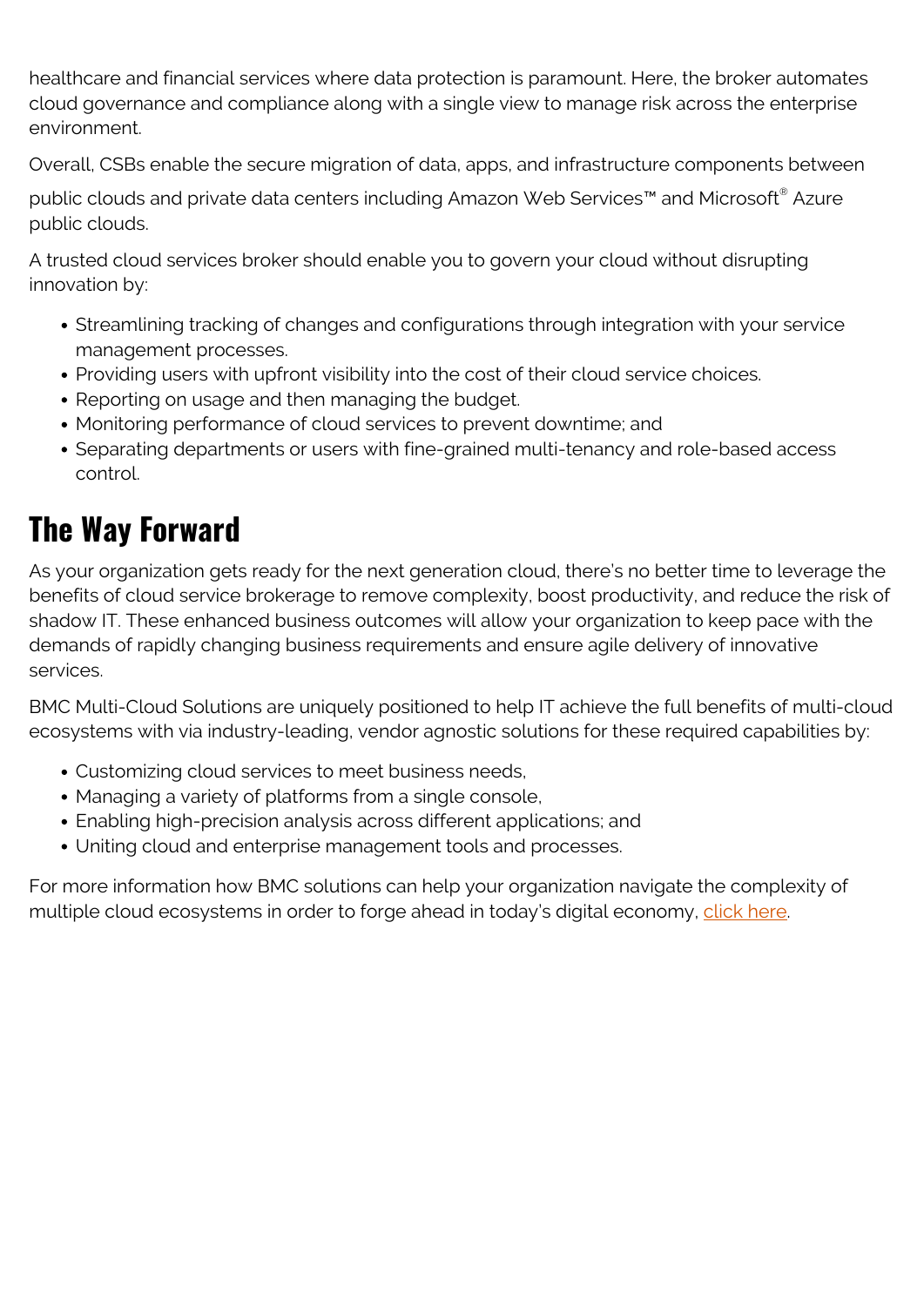healthcare and financial services where data protection is paramount. Here, the broker automates cloud governance and compliance along with a single view to manage risk across the enterprise environment.

Overall, CSBs enable the secure migration of data, apps, and infrastructure components between public clouds and private data centers including Amazon Web Services™ and Microsoft® Azure public clouds.

A trusted cloud services broker should enable you to govern your cloud without disrupting innovation by:

- Streamlining tracking of changes and configurations through integration with your service management processes.
- Providing users with upfront visibility into the cost of their cloud service choices.
- Reporting on usage and then managing the budget.
- Monitoring performance of cloud services to prevent downtime; and
- Separating departments or users with fine-grained multi-tenancy and role-based access control.

## The Way Forward

As your organization gets ready for the next generation cloud, there's no better time to leverage the benefits of cloud service brokerage to remove complexity, boost productivity, and reduce the risk of shadow IT. These enhanced business outcomes will allow your organization to keep pace with the demands of rapidly changing business requirements and ensure agile delivery of innovative services.

BMC Multi-Cloud Solutions are uniquely positioned to help IT achieve the full benefits of multi-cloud ecosystems with via industry-leading, vendor agnostic solutions for these required capabilities by:

- Customizing cloud services to meet business needs,
- Managing a variety of platforms from a single console,
- Enabling high-precision analysis across different applications; and
- Uniting cloud and enterprise management tools and processes.

For more information how BMC solutions can help your organization navigate the complexity of multiple cloud ecosystems in order to forge ahead in today's digital economy, click here.